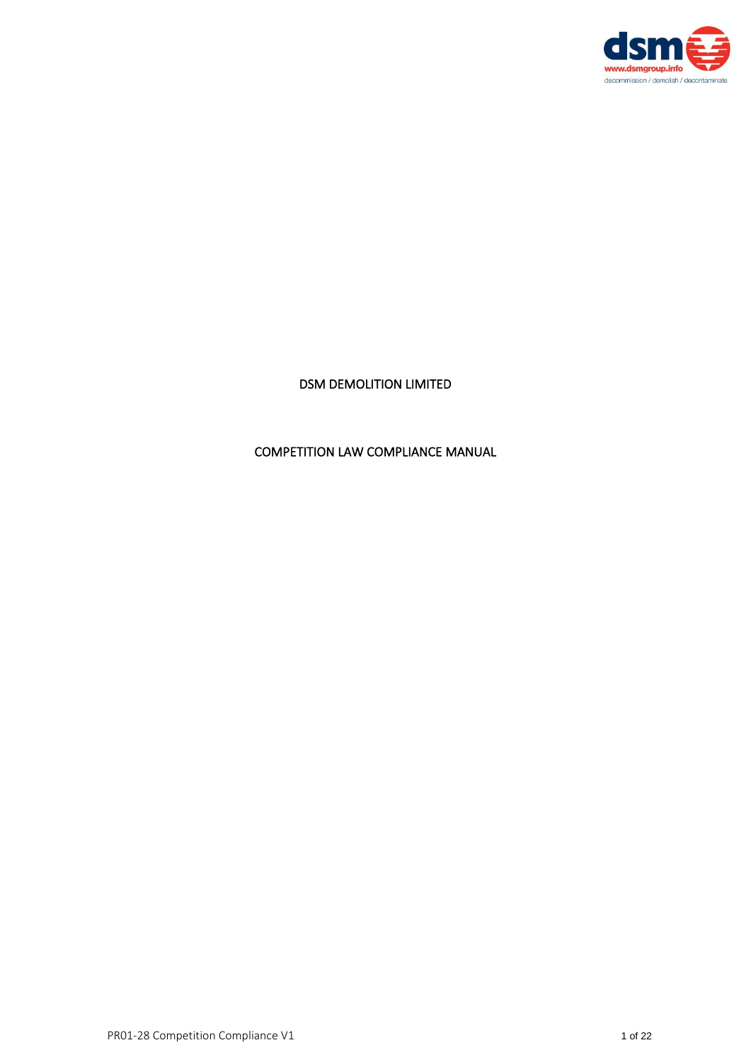# DSM DEMOLITION LIMITED

## COMPETITION LAW COMPLIANCE MANUAL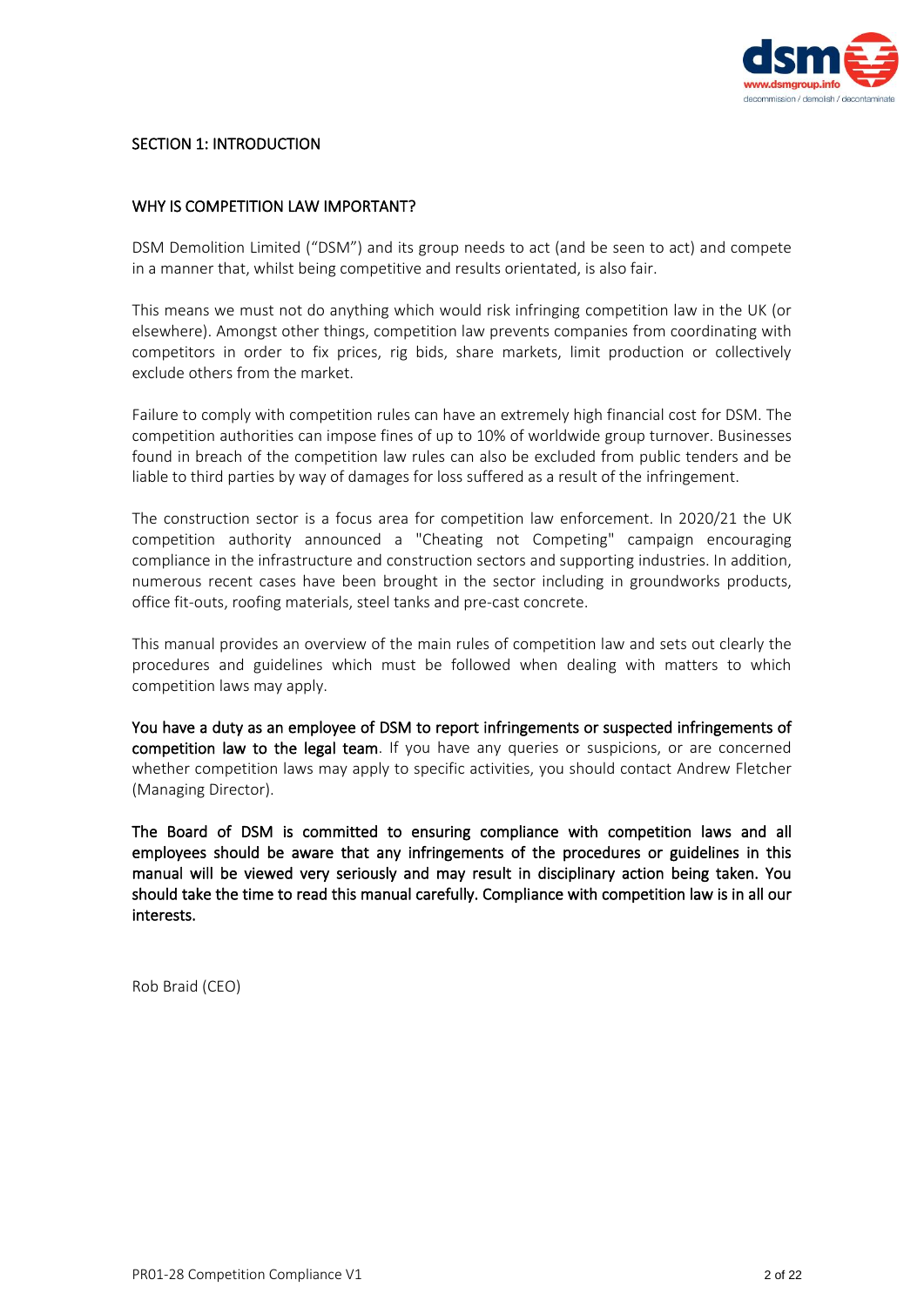## SECTION 1: INTRODUCTION

### WHY IS COMPETITION LAW IMPORTANT?

DSM Demolition Limited ("DSM") and its group needs to act (and be seen to act) and compete in a manner that, whilst being competitive and results orientated, is also fair.

This means we must not do anything which would risk infringing competition law in the UK (or elsewhere). Amongst other things, competition law prevents companies from coordinating with competitors in order to fix prices, rig bids, share markets, limit production or collectively exclude others from the market.

Failure to comply with competition rules can have an extremely high financial cost for DSM. The competition authorities can impose fines of up to 10% of worldwide group turnover. Businesses found in breach of the competition law rules can also be excluded from public tenders and be liable to third parties by way of damages for loss suffered as a result of the infringement.

The construction sector is a focus area for competition law enforcement. In 2020/21 the UK competition authority announced a "Cheating not Competing" campaign encouraging compliance in the infrastructure and construction sectors and supporting industries. In addition, numerous recent cases have been brought in the sector including in groundworks products, office fit-outs, roofing materials, steel tanks and pre-cast concrete.

This manual provides an overview of the main rules of competition law and sets out clearly the procedures and guidelines which must be followed when dealing with matters to which competition laws may apply.

**You have a duty as an employee of DSM to report infringements or suspected infringements of competition law to the legal team**. If you have any queries or suspicions, or are concerned whether competition laws may apply to specific activities, you should contact Andrew Fletcher (Managing Director).

**The Board of DSM is committed to ensuring compliance with competition laws and all employees should be aware that any infringements of the procedures or guidelines in this manual will be viewed very seriously and may result in disciplinary action being taken. You should take the time to read this manual carefully. Compliance with competition law is in all our interests.**

Rob Braid (CEO)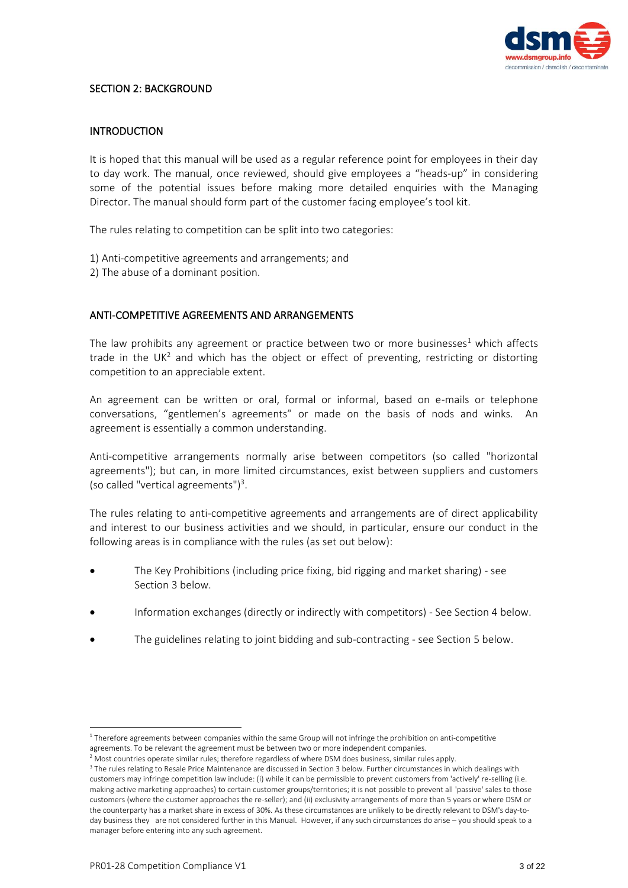## SECTION 2: BACKGROUND

### INTRODUCTION

It is hoped that this manual will be used as a regular reference point for employees in their day to day work. The manual, once reviewed, should give employees a "heads-up" in considering some of the potential issues before making more detailed enquiries with the Managing Director. The manual should form part of the customer facing employee's tool kit.

The rules relating to competition can be split into two categories:

1) Anti-competitive agreements and arrangements; and
2) The abuse of a dominant position.

### ANTI-COMPETITIVE AGREEMENTS AND ARRANGEMENTS

The law prohibits any agreement or practice between two or more businesses[1] which affects trade in the UK[2] and which has the object or effect of preventing, restricting or distorting competition to an appreciable extent.

An agreement can be written or oral, formal or informal, based on e-mails or telephone conversations, "gentlemen's agreements" or made on the basis of nods and winks. An agreement is essentially a common understanding.

Anti-competitive arrangements normally arise between competitors (so called "horizontal agreements"); but can, in more limited circumstances, exist between suppliers and customers (so called "vertical agreements")[3].

The rules relating to anti-competitive agreements and arrangements are of direct applicability and interest to our business activities and we should, in particular, ensure our conduct in the following areas is in compliance with the rules (as set out below):

- The Key Prohibitions (including price fixing, bid rigging and market sharing) - see Section 3 below.
- Information exchanges (directly or indirectly with competitors) - See Section 4 below.
- The guidelines relating to joint bidding and sub-contracting - see Section 5 below.

---

[1] Therefore agreements between companies within the same Group will not infringe the prohibition on anti-competitive agreements. To be relevant the agreement must be between two or more independent companies.

[2] Most countries operate similar rules; therefore regardless of where DSM does business, similar rules apply.

[3] The rules relating to Resale Price Maintenance are discussed in Section 3 below. Further circumstances in which dealings with customers may infringe competition law include: (i) while it can be permissible to prevent customers from 'actively' re-selling (i.e. making active marketing approaches) to certain customer groups/territories; it is not possible to prevent all 'passive' sales to those customers (where the customer approaches the re-seller); and (ii) exclusivity arrangements of more than 5 years or where DSM or the counterparty has a market share in excess of 30%. As these circumstances are unlikely to be directly relevant to DSM's day-to-day business they are not considered further in this Manual. However, if any such circumstances do arise – you should speak to a manager before entering into any such agreement.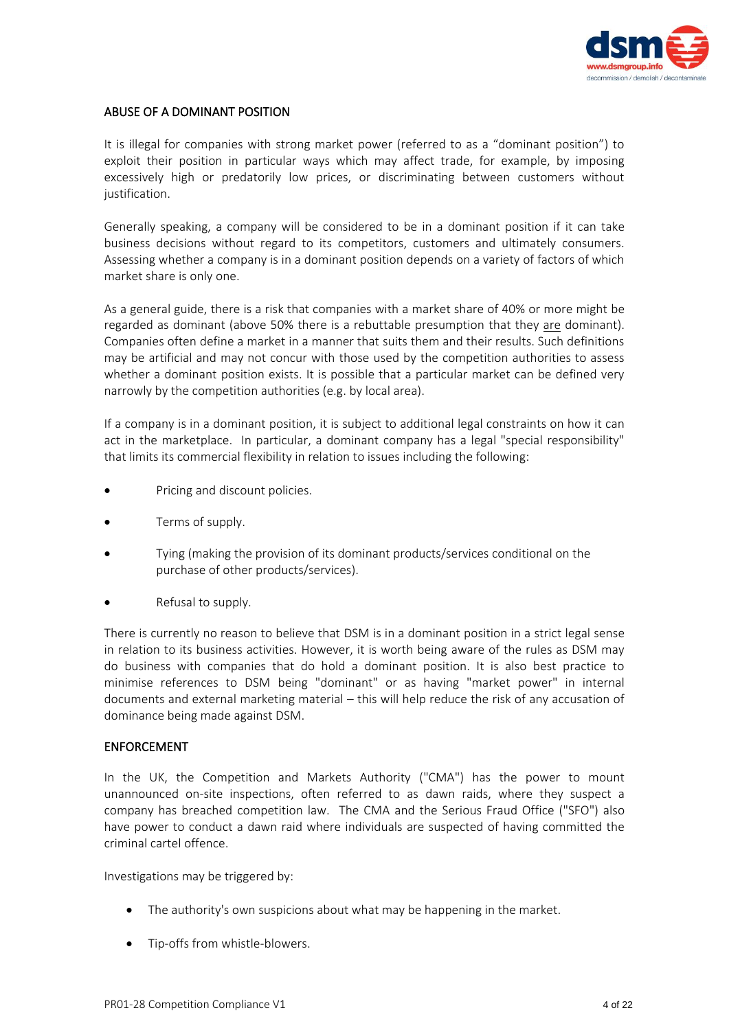## ABUSE OF A DOMINANT POSITION

It is illegal for companies with strong market power (referred to as a "dominant position") to exploit their position in particular ways which may affect trade, for example, by imposing excessively high or predatorily low prices, or discriminating between customers without justification.

Generally speaking, a company will be considered to be in a dominant position if it can take business decisions without regard to its competitors, customers and ultimately consumers. Assessing whether a company is in a dominant position depends on a variety of factors of which market share is only one.

As a general guide, there is a risk that companies with a market share of 40% or more might be regarded as dominant (above 50% there is a rebuttable presumption that they <u>are</u> dominant). Companies often define a market in a manner that suits them and their results. Such definitions may be artificial and may not concur with those used by the competition authorities to assess whether a dominant position exists. It is possible that a particular market can be defined very narrowly by the competition authorities (e.g. by local area).

If a company is in a dominant position, it is subject to additional legal constraints on how it can act in the marketplace. In particular, a dominant company has a legal "special responsibility" that limits its commercial flexibility in relation to issues including the following:

- Pricing and discount policies.
- Terms of supply.
- Tying (making the provision of its dominant products/services conditional on the purchase of other products/services).
- Refusal to supply.

There is currently no reason to believe that DSM is in a dominant position in a strict legal sense in relation to its business activities. However, it is worth being aware of the rules as DSM may do business with companies that do hold a dominant position. It is also best practice to minimise references to DSM being "dominant" or as having "market power" in internal documents and external marketing material – this will help reduce the risk of any accusation of dominance being made against DSM.

## ENFORCEMENT

In the UK, the Competition and Markets Authority ("CMA") has the power to mount unannounced on-site inspections, often referred to as dawn raids, where they suspect a company has breached competition law. The CMA and the Serious Fraud Office ("SFO") also have power to conduct a dawn raid where individuals are suspected of having committed the criminal cartel offence.

Investigations may be triggered by:

- The authority's own suspicions about what may be happening in the market.
- Tip-offs from whistle-blowers.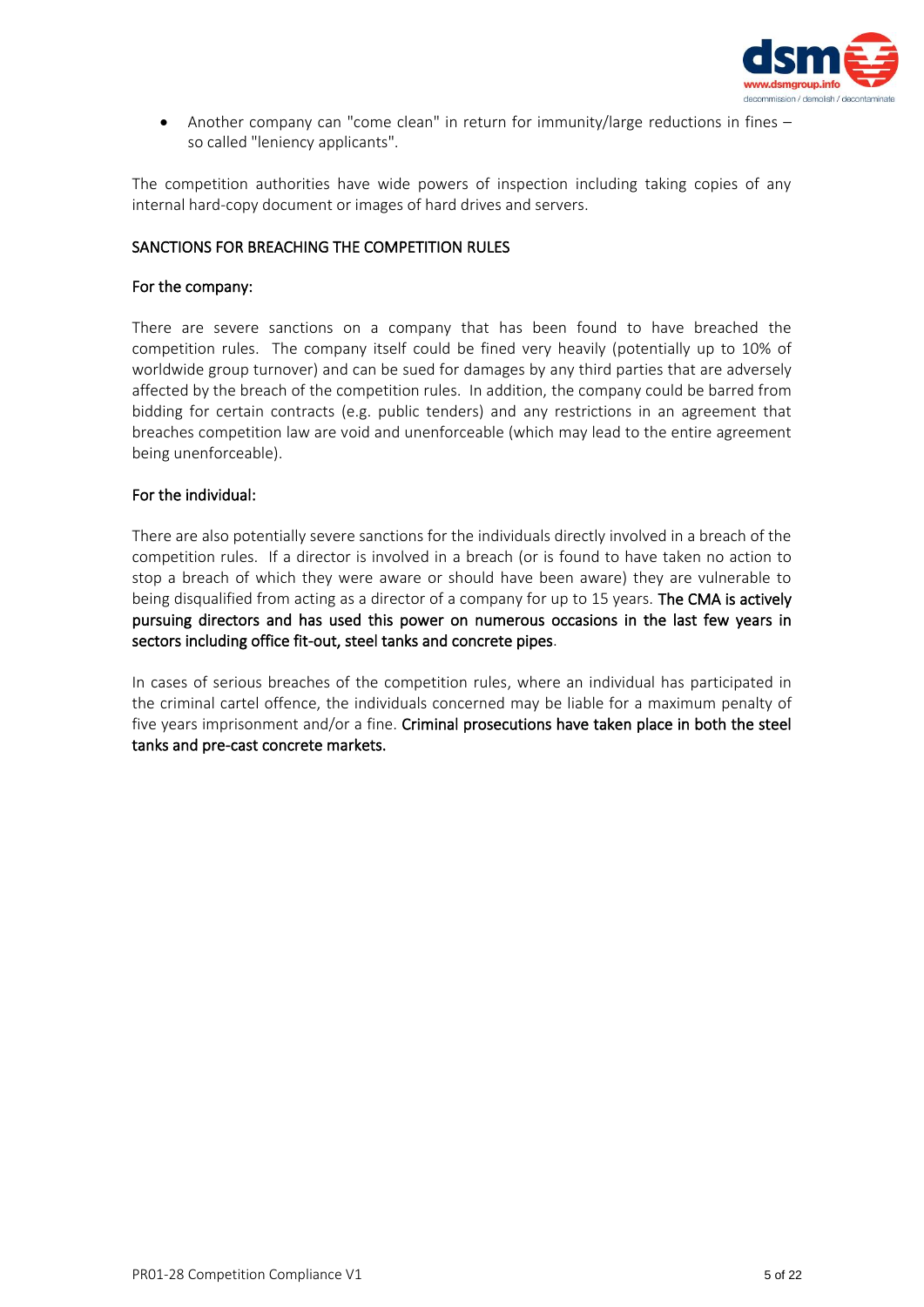- Another company can "come clean" in return for immunity/large reductions in fines – so called "leniency applicants".

The competition authorities have wide powers of inspection including taking copies of any internal hard-copy document or images of hard drives and servers.

## SANCTIONS FOR BREACHING THE COMPETITION RULES

### For the company:

There are severe sanctions on a company that has been found to have breached the competition rules. The company itself could be fined very heavily (potentially up to 10% of worldwide group turnover) and can be sued for damages by any third parties that are adversely affected by the breach of the competition rules. In addition, the company could be barred from bidding for certain contracts (e.g. public tenders) and any restrictions in an agreement that breaches competition law are void and unenforceable (which may lead to the entire agreement being unenforceable).

### For the individual:

There are also potentially severe sanctions for the individuals directly involved in a breach of the competition rules. If a director is involved in a breach (or is found to have taken no action to stop a breach of which they were aware or should have been aware) they are vulnerable to being disqualified from acting as a director of a company for up to 15 years. **The CMA is actively pursuing directors and has used this power on numerous occasions in the last few years in sectors including office fit-out, steel tanks and concrete pipes**.

In cases of serious breaches of the competition rules, where an individual has participated in the criminal cartel offence, the individuals concerned may be liable for a maximum penalty of five years imprisonment and/or a fine. **Criminal prosecutions have taken place in both the steel tanks and pre-cast concrete markets.**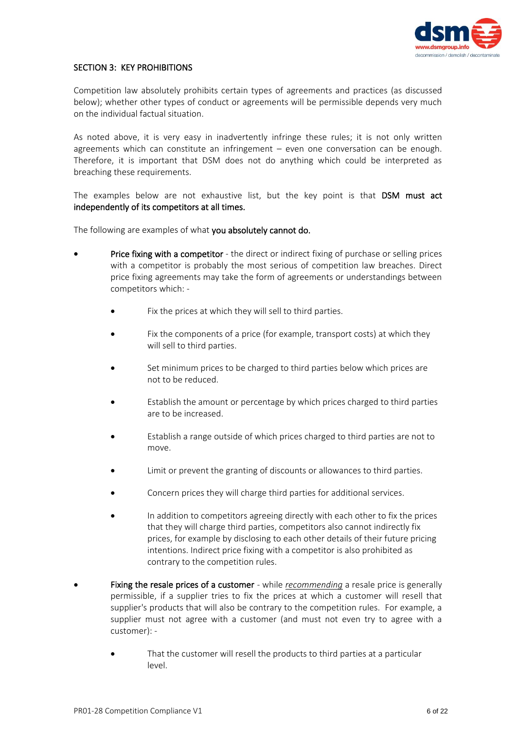## SECTION 3: KEY PROHIBITIONS

Competition law absolutely prohibits certain types of agreements and practices (as discussed below); whether other types of conduct or agreements will be permissible depends very much on the individual factual situation.

As noted above, it is very easy in inadvertently infringe these rules; it is not only written agreements which can constitute an infringement – even one conversation can be enough. Therefore, it is important that DSM does not do anything which could be interpreted as breaching these requirements.

The examples below are not exhaustive list, but the key point is that **DSM must act independently of its competitors at all times.**

The following are examples of what **you absolutely cannot do.**

- **Price fixing with a competitor** - the direct or indirect fixing of purchase or selling prices with a competitor is probably the most serious of competition law breaches. Direct price fixing agreements may take the form of agreements or understandings between competitors which: -
    - Fix the prices at which they will sell to third parties.
    - Fix the components of a price (for example, transport costs) at which they will sell to third parties.
    - Set minimum prices to be charged to third parties below which prices are not to be reduced.
    - Establish the amount or percentage by which prices charged to third parties are to be increased.
    - Establish a range outside of which prices charged to third parties are not to move.
    - Limit or prevent the granting of discounts or allowances to third parties.
    - Concern prices they will charge third parties for additional services.
    - In addition to competitors agreeing directly with each other to fix the prices that they will charge third parties, competitors also cannot indirectly fix prices, for example by disclosing to each other details of their future pricing intentions. Indirect price fixing with a competitor is also prohibited as contrary to the competition rules.
- **Fixing the resale prices of a customer** - while *recommending* a resale price is generally permissible, if a supplier tries to fix the prices at which a customer will resell that supplier's products that will also be contrary to the competition rules. For example, a supplier must not agree with a customer (and must not even try to agree with a customer): -
    - That the customer will resell the products to third parties at a particular level.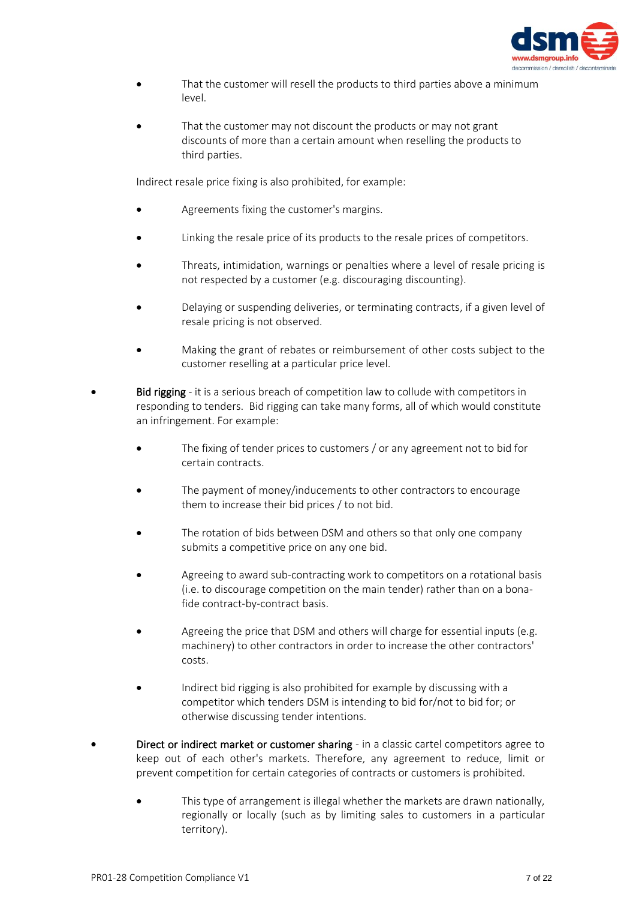- That the customer will resell the products to third parties above a minimum level.

    - That the customer may not discount the products or may not grant discounts of more than a certain amount when reselling the products to third parties.

  Indirect resale price fixing is also prohibited, for example:

    - Agreements fixing the customer's margins.

    - Linking the resale price of its products to the resale prices of competitors.

    - Threats, intimidation, warnings or penalties where a level of resale pricing is not respected by a customer (e.g. discouraging discounting).

    - Delaying or suspending deliveries, or terminating contracts, if a given level of resale pricing is not observed.

    - Making the grant of rebates or reimbursement of other costs subject to the customer reselling at a particular price level.

- Bid rigging - it is a serious breach of competition law to collude with competitors in responding to tenders. Bid rigging can take many forms, all of which would constitute an infringement. For example:

    - The fixing of tender prices to customers / or any agreement not to bid for certain contracts.

    - The payment of money/inducements to other contractors to encourage them to increase their bid prices / to not bid.

    - The rotation of bids between DSM and others so that only one company submits a competitive price on any one bid.

    - Agreeing to award sub-contracting work to competitors on a rotational basis (i.e. to discourage competition on the main tender) rather than on a bona-fide contract-by-contract basis.

    - Agreeing the price that DSM and others will charge for essential inputs (e.g. machinery) to other contractors in order to increase the other contractors' costs.

    - Indirect bid rigging is also prohibited for example by discussing with a competitor which tenders DSM is intending to bid for/not to bid for; or otherwise discussing tender intentions.

- Direct or indirect market or customer sharing - in a classic cartel competitors agree to keep out of each other's markets. Therefore, any agreement to reduce, limit or prevent competition for certain categories of contracts or customers is prohibited.

    - This type of arrangement is illegal whether the markets are drawn nationally, regionally or locally (such as by limiting sales to customers in a particular territory).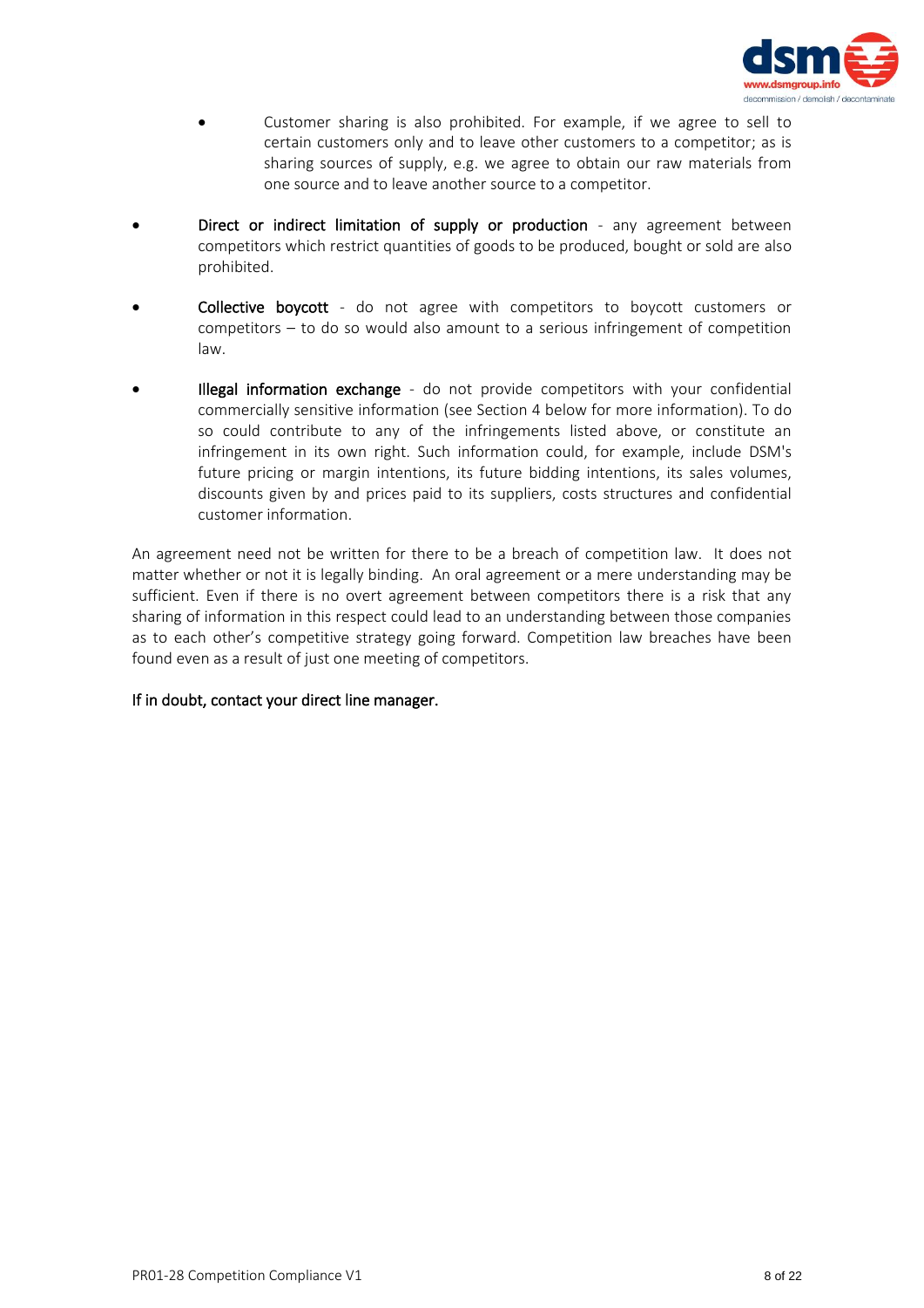- Customer sharing is also prohibited. For example, if we agree to sell to certain customers only and to leave other customers to a competitor; as is sharing sources of supply, e.g. we agree to obtain our raw materials from one source and to leave another source to a competitor.

- **Direct or indirect limitation of supply or production** - any agreement between competitors which restrict quantities of goods to be produced, bought or sold are also prohibited.

- **Collective boycott** - do not agree with competitors to boycott customers or competitors – to do so would also amount to a serious infringement of competition law.

- **Illegal information exchange** - do not provide competitors with your confidential commercially sensitive information (see Section 4 below for more information). To do so could contribute to any of the infringements listed above, or constitute an infringement in its own right. Such information could, for example, include DSM's future pricing or margin intentions, its future bidding intentions, its sales volumes, discounts given by and prices paid to its suppliers, costs structures and confidential customer information.

An agreement need not be written for there to be a breach of competition law. It does not matter whether or not it is legally binding. An oral agreement or a mere understanding may be sufficient. Even if there is no overt agreement between competitors there is a risk that any sharing of information in this respect could lead to an understanding between those companies as to each other's competitive strategy going forward. Competition law breaches have been found even as a result of just one meeting of competitors.

**If in doubt, contact your direct line manager.**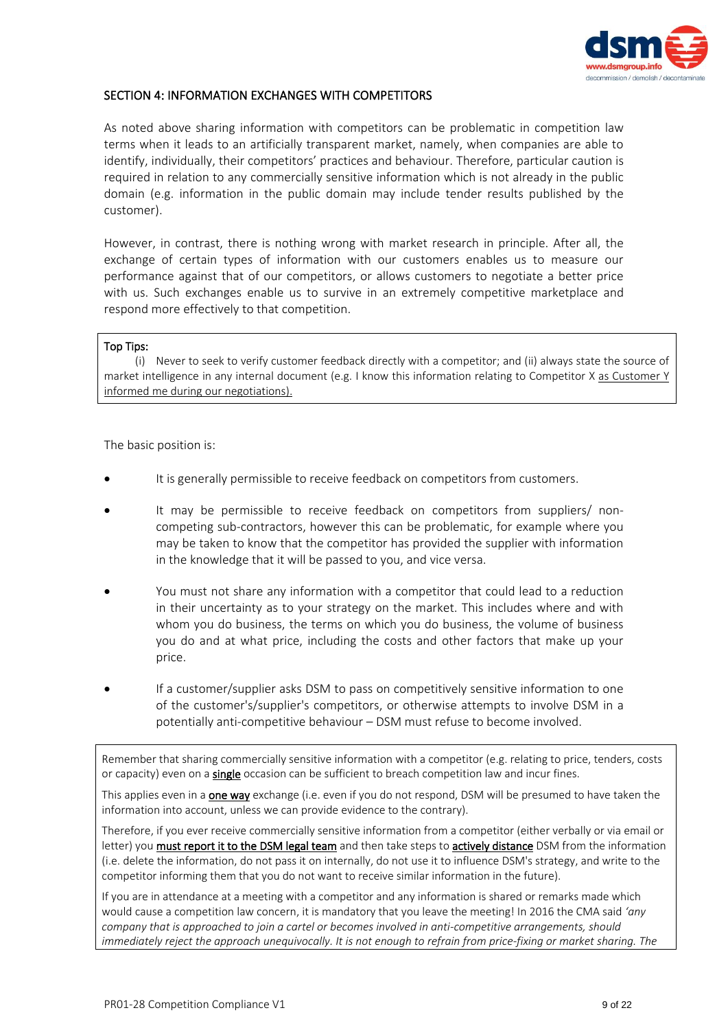## SECTION 4: INFORMATION EXCHANGES WITH COMPETITORS

As noted above sharing information with competitors can be problematic in competition law terms when it leads to an artificially transparent market, namely, when companies are able to identify, individually, their competitors' practices and behaviour. Therefore, particular caution is required in relation to any commercially sensitive information which is not already in the public domain (e.g. information in the public domain may include tender results published by the customer).

However, in contrast, there is nothing wrong with market research in principle. After all, the exchange of certain types of information with our customers enables us to measure our performance against that of our competitors, or allows customers to negotiate a better price with us. Such exchanges enable us to survive in an extremely competitive marketplace and respond more effectively to that competition.

> Top Tips:
>
> (i) Never to seek to verify customer feedback directly with a competitor; and (ii) always state the source of market intelligence in any internal document (e.g. I know this information relating to Competitor X <u>as Customer Y informed me during our negotiations).</u>

The basic position is:

- It is generally permissible to receive feedback on competitors from customers.
- It may be permissible to receive feedback on competitors from suppliers/ non-competing sub-contractors, however this can be problematic, for example where you may be taken to know that the competitor has provided the supplier with information in the knowledge that it will be passed to you, and vice versa.
- You must not share any information with a competitor that could lead to a reduction in their uncertainty as to your strategy on the market. This includes where and with whom you do business, the terms on which you do business, the volume of business you do and at what price, including the costs and other factors that make up your price.
- If a customer/supplier asks DSM to pass on competitively sensitive information to one of the customer's/supplier's competitors, or otherwise attempts to involve DSM in a potentially anti-competitive behaviour – DSM must refuse to become involved.

> Remember that sharing commercially sensitive information with a competitor (e.g. relating to price, tenders, costs or capacity) even on a **<u>single</u>** occasion can be sufficient to breach competition law and incur fines.
>
> This applies even in a **<u>one way</u>** exchange (i.e. even if you do not respond, DSM will be presumed to have taken the information into account, unless we can provide evidence to the contrary).
>
> Therefore, if you ever receive commercially sensitive information from a competitor (either verbally or via email or letter) you **<u>must report it to the DSM legal team</u>** and then take steps to **<u>actively distance</u>** DSM from the information (i.e. delete the information, do not pass it on internally, do not use it to influence DSM's strategy, and write to the competitor informing them that you do not want to receive similar information in the future).
>
> If you are in attendance at a meeting with a competitor and any information is shared or remarks made which would cause a competition law concern, it is mandatory that you leave the meeting! In 2016 the CMA said *'any company that is approached to join a cartel or becomes involved in anti-competitive arrangements, should immediately reject the approach unequivocally. It is not enough to refrain from price-fixing or market sharing. The*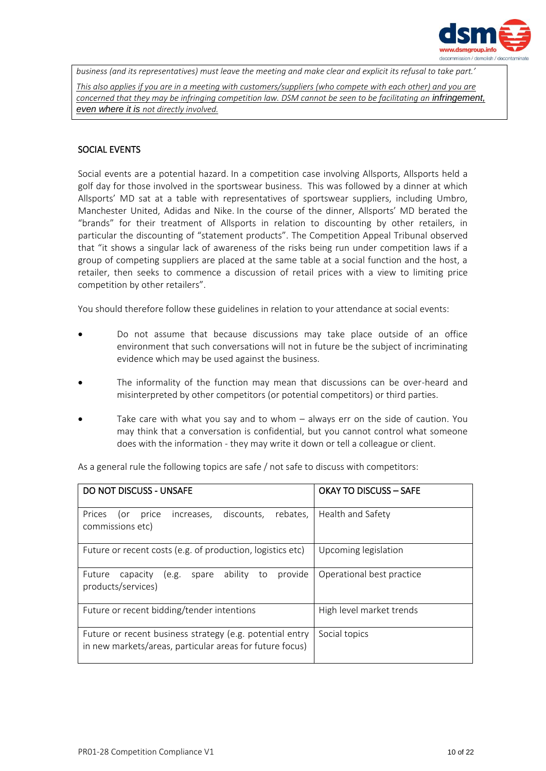*business (and its representatives) must leave the meeting and make clear and explicit its refusal to take part.'*

*This also applies if you are in a meeting with customers/suppliers (who compete with each other) and you are concerned that they may be infringing competition law. DSM cannot be seen to be facilitating an infringement, even where it is not directly involved.*

## SOCIAL EVENTS

Social events are a potential hazard. In a competition case involving Allsports, Allsports held a golf day for those involved in the sportswear business. This was followed by a dinner at which Allsports' MD sat at a table with representatives of sportswear suppliers, including Umbro, Manchester United, Adidas and Nike. In the course of the dinner, Allsports' MD berated the "brands" for their treatment of Allsports in relation to discounting by other retailers, in particular the discounting of "statement products". The Competition Appeal Tribunal observed that "it shows a singular lack of awareness of the risks being run under competition laws if a group of competing suppliers are placed at the same table at a social function and the host, a retailer, then seeks to commence a discussion of retail prices with a view to limiting price competition by other retailers".

You should therefore follow these guidelines in relation to your attendance at social events:

- Do not assume that because discussions may take place outside of an office environment that such conversations will not in future be the subject of incriminating evidence which may be used against the business.
- The informality of the function may mean that discussions can be over-heard and misinterpreted by other competitors (or potential competitors) or third parties.
- Take care with what you say and to whom – always err on the side of caution. You may think that a conversation is confidential, but you cannot control what someone does with the information - they may write it down or tell a colleague or client.

As a general rule the following topics are safe / not safe to discuss with competitors:

| DO NOT DISCUSS - UNSAFE | OKAY TO DISCUSS – SAFE |
|---|---|
| Prices (or price increases, discounts, rebates, commissions etc) | Health and Safety |
| Future or recent costs (e.g. of production, logistics etc) | Upcoming legislation |
| Future capacity (e.g. spare ability to provide products/services) | Operational best practice |
| Future or recent bidding/tender intentions | High level market trends |
| Future or recent business strategy (e.g. potential entry in new markets/areas, particular areas for future focus) | Social topics |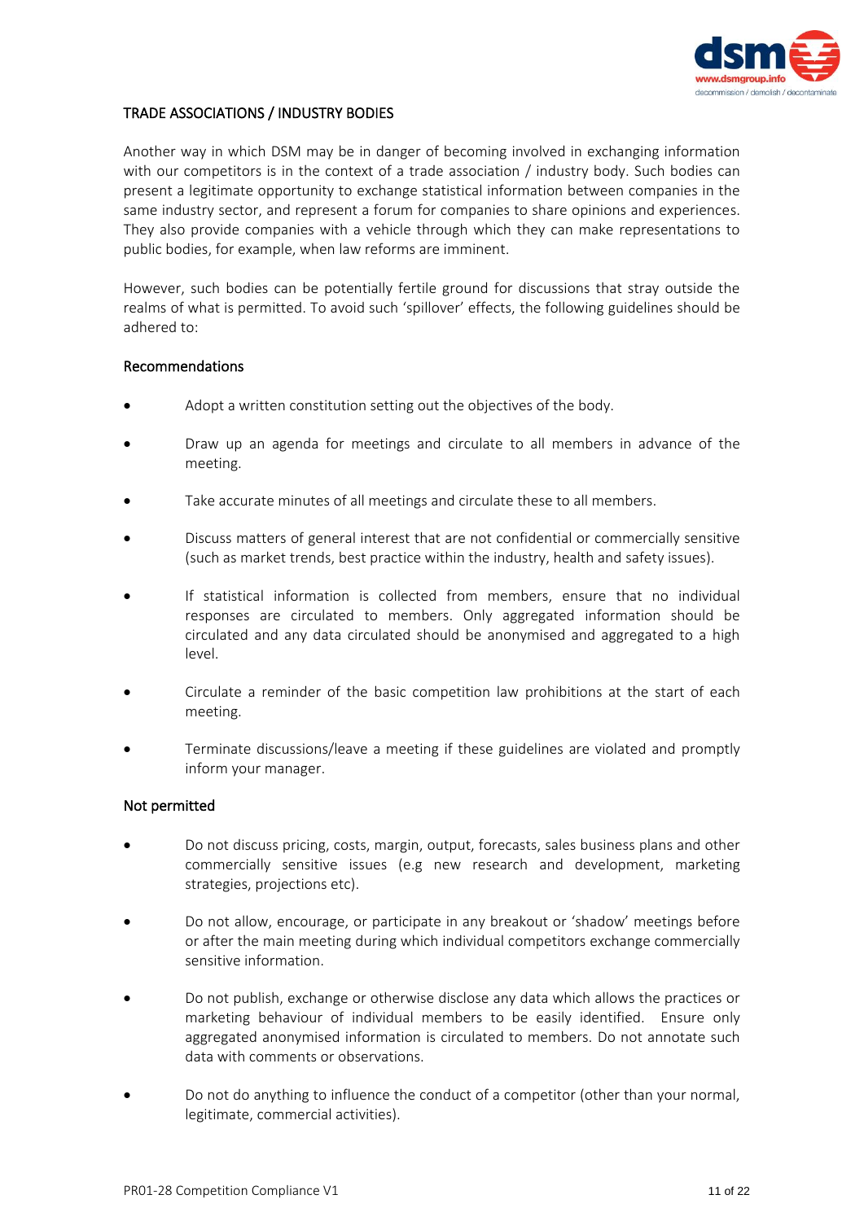## TRADE ASSOCIATIONS / INDUSTRY BODIES

Another way in which DSM may be in danger of becoming involved in exchanging information with our competitors is in the context of a trade association / industry body. Such bodies can present a legitimate opportunity to exchange statistical information between companies in the same industry sector, and represent a forum for companies to share opinions and experiences. They also provide companies with a vehicle through which they can make representations to public bodies, for example, when law reforms are imminent.

However, such bodies can be potentially fertile ground for discussions that stray outside the realms of what is permitted. To avoid such 'spillover' effects, the following guidelines should be adhered to:

### Recommendations

- Adopt a written constitution setting out the objectives of the body.
- Draw up an agenda for meetings and circulate to all members in advance of the meeting.
- Take accurate minutes of all meetings and circulate these to all members.
- Discuss matters of general interest that are not confidential or commercially sensitive (such as market trends, best practice within the industry, health and safety issues).
- If statistical information is collected from members, ensure that no individual responses are circulated to members. Only aggregated information should be circulated and any data circulated should be anonymised and aggregated to a high level.
- Circulate a reminder of the basic competition law prohibitions at the start of each meeting.
- Terminate discussions/leave a meeting if these guidelines are violated and promptly inform your manager.

### Not permitted

- Do not discuss pricing, costs, margin, output, forecasts, sales business plans and other commercially sensitive issues (e.g new research and development, marketing strategies, projections etc).
- Do not allow, encourage, or participate in any breakout or 'shadow' meetings before or after the main meeting during which individual competitors exchange commercially sensitive information.
- Do not publish, exchange or otherwise disclose any data which allows the practices or marketing behaviour of individual members to be easily identified. Ensure only aggregated anonymised information is circulated to members. Do not annotate such data with comments or observations.
- Do not do anything to influence the conduct of a competitor (other than your normal, legitimate, commercial activities).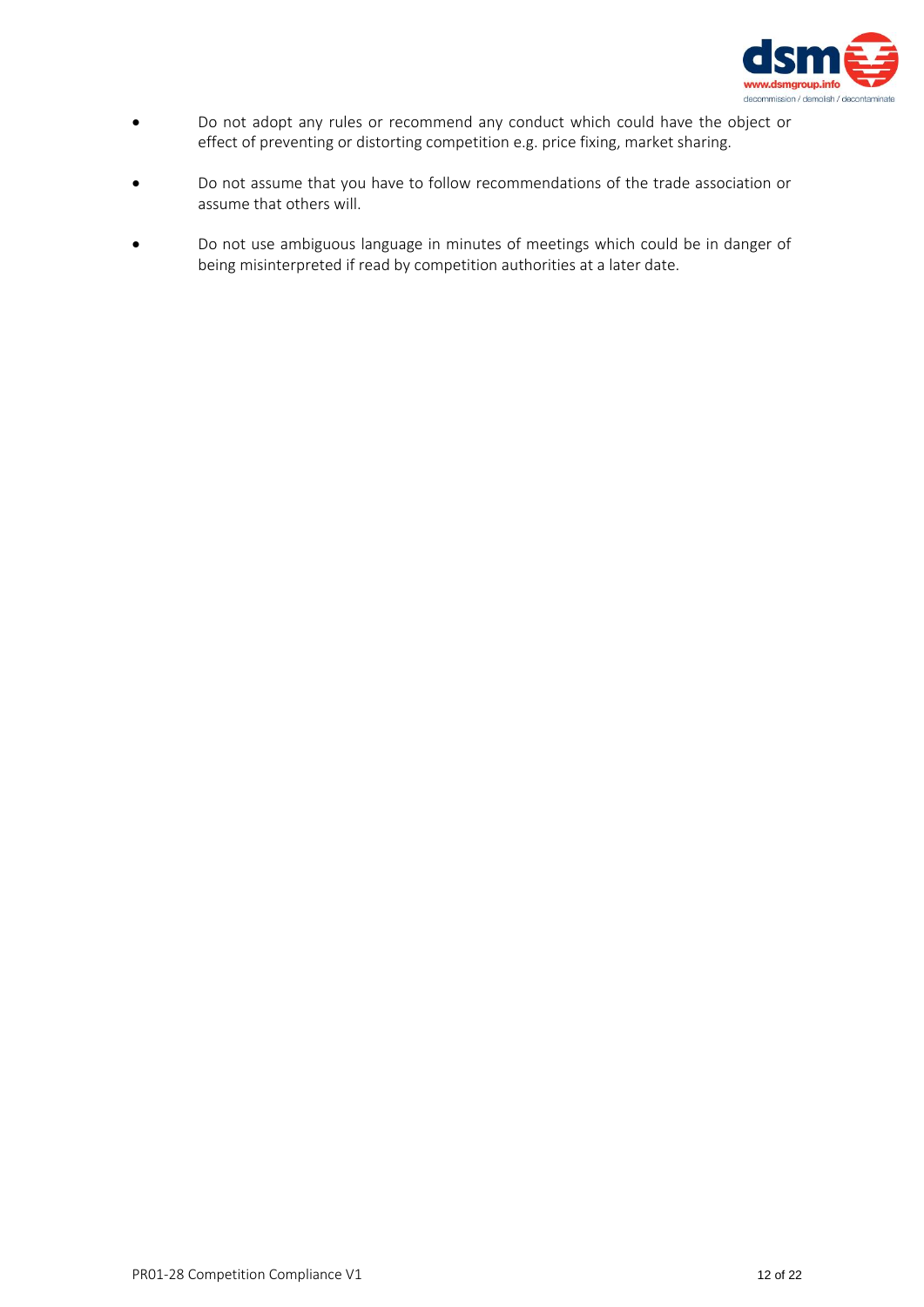- Do not adopt any rules or recommend any conduct which could have the object or effect of preventing or distorting competition e.g. price fixing, market sharing.

- Do not assume that you have to follow recommendations of the trade association or assume that others will.

- Do not use ambiguous language in minutes of meetings which could be in danger of being misinterpreted if read by competition authorities at a later date.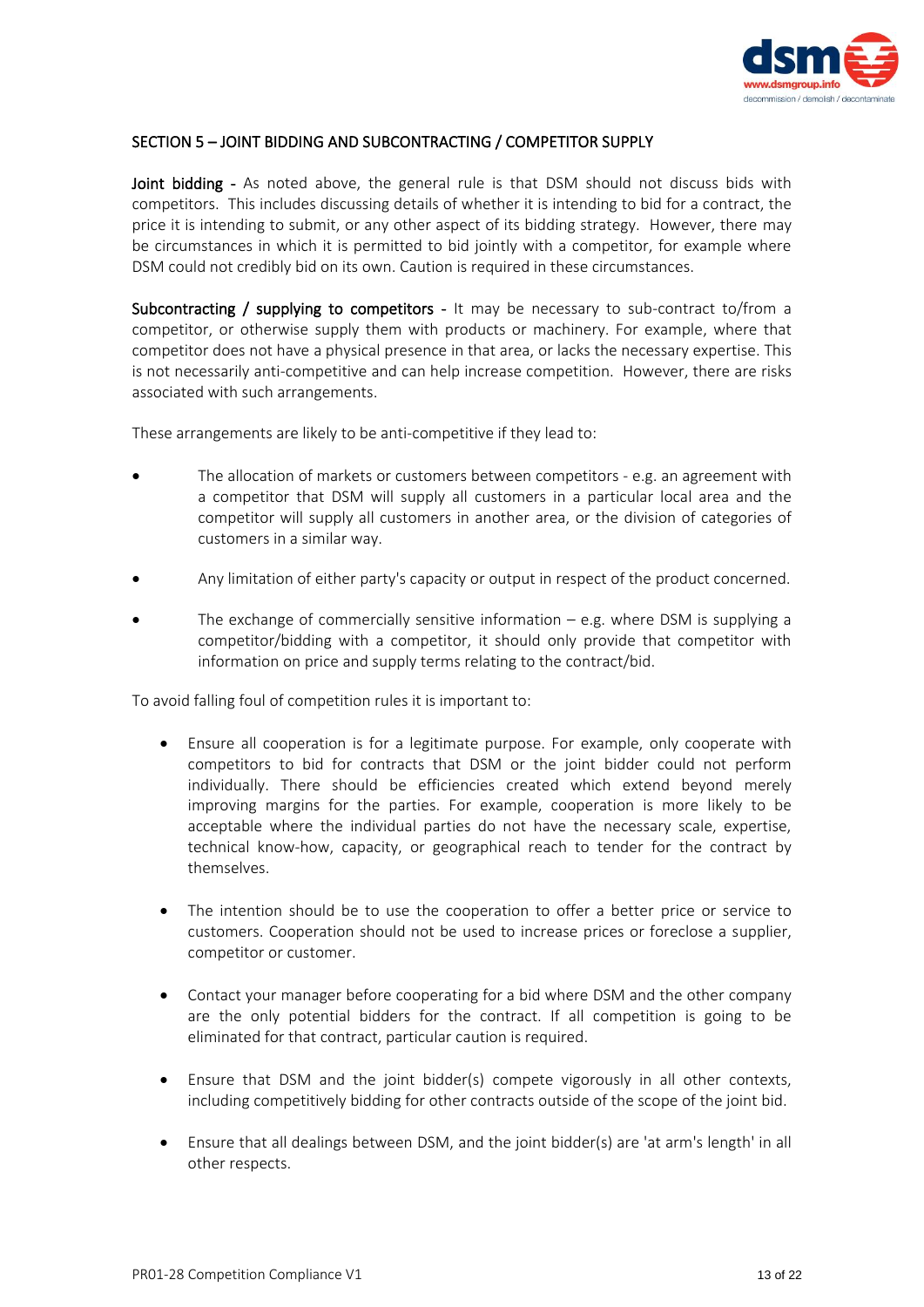## SECTION 5 – JOINT BIDDING AND SUBCONTRACTING / COMPETITOR SUPPLY

**Joint bidding -** As noted above, the general rule is that DSM should not discuss bids with competitors. This includes discussing details of whether it is intending to bid for a contract, the price it is intending to submit, or any other aspect of its bidding strategy. However, there may be circumstances in which it is permitted to bid jointly with a competitor, for example where DSM could not credibly bid on its own. Caution is required in these circumstances.

**Subcontracting / supplying to competitors -** It may be necessary to sub-contract to/from a competitor, or otherwise supply them with products or machinery. For example, where that competitor does not have a physical presence in that area, or lacks the necessary expertise. This is not necessarily anti-competitive and can help increase competition. However, there are risks associated with such arrangements.

These arrangements are likely to be anti-competitive if they lead to:

- The allocation of markets or customers between competitors - e.g. an agreement with a competitor that DSM will supply all customers in a particular local area and the competitor will supply all customers in another area, or the division of categories of customers in a similar way.
- Any limitation of either party's capacity or output in respect of the product concerned.
- The exchange of commercially sensitive information – e.g. where DSM is supplying a competitor/bidding with a competitor, it should only provide that competitor with information on price and supply terms relating to the contract/bid.

To avoid falling foul of competition rules it is important to:

- Ensure all cooperation is for a legitimate purpose. For example, only cooperate with competitors to bid for contracts that DSM or the joint bidder could not perform individually. There should be efficiencies created which extend beyond merely improving margins for the parties. For example, cooperation is more likely to be acceptable where the individual parties do not have the necessary scale, expertise, technical know-how, capacity, or geographical reach to tender for the contract by themselves.
- The intention should be to use the cooperation to offer a better price or service to customers. Cooperation should not be used to increase prices or foreclose a supplier, competitor or customer.
- Contact your manager before cooperating for a bid where DSM and the other company are the only potential bidders for the contract. If all competition is going to be eliminated for that contract, particular caution is required.
- Ensure that DSM and the joint bidder(s) compete vigorously in all other contexts, including competitively bidding for other contracts outside of the scope of the joint bid.
- Ensure that all dealings between DSM, and the joint bidder(s) are 'at arm's length' in all other respects.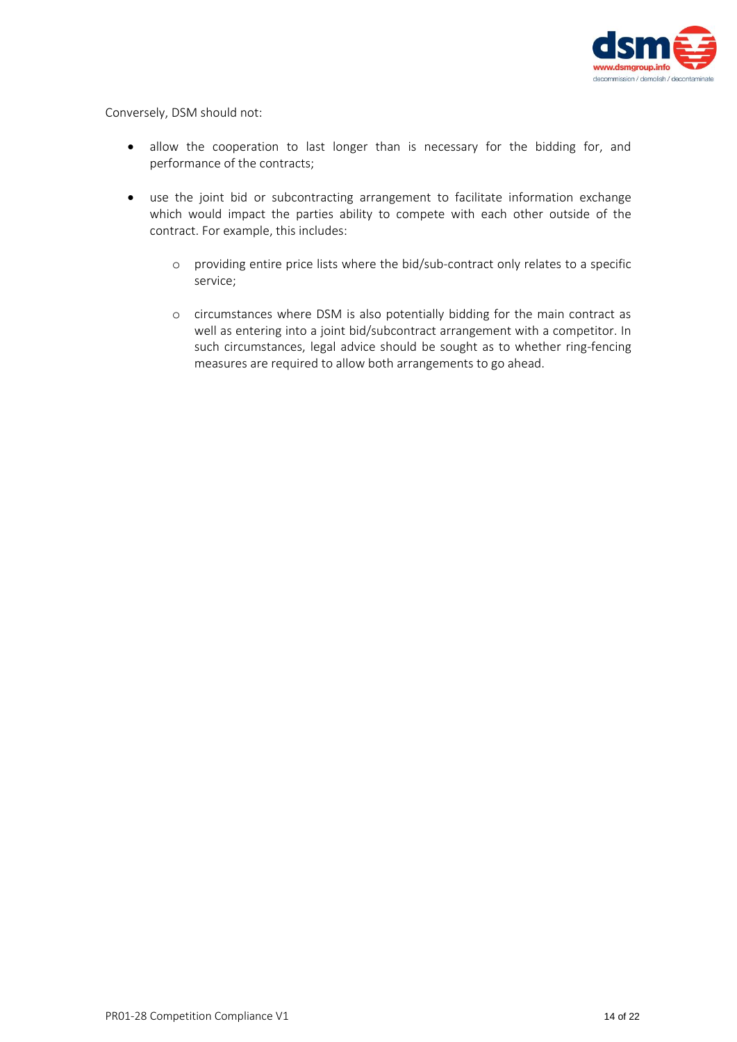Conversely, DSM should not:

- allow the cooperation to last longer than is necessary for the bidding for, and performance of the contracts;

- use the joint bid or subcontracting arrangement to facilitate information exchange which would impact the parties ability to compete with each other outside of the contract. For example, this includes:

  - providing entire price lists where the bid/sub-contract only relates to a specific service;

  - circumstances where DSM is also potentially bidding for the main contract as well as entering into a joint bid/subcontract arrangement with a competitor. In such circumstances, legal advice should be sought as to whether ring-fencing measures are required to allow both arrangements to go ahead.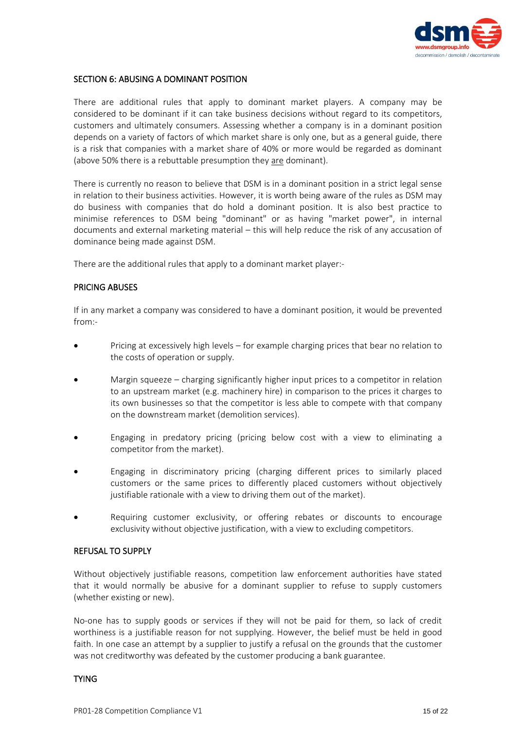## SECTION 6: ABUSING A DOMINANT POSITION

There are additional rules that apply to dominant market players. A company may be considered to be dominant if it can take business decisions without regard to its competitors, customers and ultimately consumers. Assessing whether a company is in a dominant position depends on a variety of factors of which market share is only one, but as a general guide, there is a risk that companies with a market share of 40% or more would be regarded as dominant (above 50% there is a rebuttable presumption they <u>are</u> dominant).

There is currently no reason to believe that DSM is in a dominant position in a strict legal sense in relation to their business activities. However, it is worth being aware of the rules as DSM may do business with companies that do hold a dominant position. It is also best practice to minimise references to DSM being "dominant" or as having "market power", in internal documents and external marketing material – this will help reduce the risk of any accusation of dominance being made against DSM.

There are the additional rules that apply to a dominant market player:-

### PRICING ABUSES

If in any market a company was considered to have a dominant position, it would be prevented from:-

- Pricing at excessively high levels – for example charging prices that bear no relation to the costs of operation or supply.
- Margin squeeze – charging significantly higher input prices to a competitor in relation to an upstream market (e.g. machinery hire) in comparison to the prices it charges to its own businesses so that the competitor is less able to compete with that company on the downstream market (demolition services).
- Engaging in predatory pricing (pricing below cost with a view to eliminating a competitor from the market).
- Engaging in discriminatory pricing (charging different prices to similarly placed customers or the same prices to differently placed customers without objectively justifiable rationale with a view to driving them out of the market).
- Requiring customer exclusivity, or offering rebates or discounts to encourage exclusivity without objective justification, with a view to excluding competitors.

### REFUSAL TO SUPPLY

Without objectively justifiable reasons, competition law enforcement authorities have stated that it would normally be abusive for a dominant supplier to refuse to supply customers (whether existing or new).

No-one has to supply goods or services if they will not be paid for them, so lack of credit worthiness is a justifiable reason for not supplying. However, the belief must be held in good faith. In one case an attempt by a supplier to justify a refusal on the grounds that the customer was not creditworthy was defeated by the customer producing a bank guarantee.

### TYING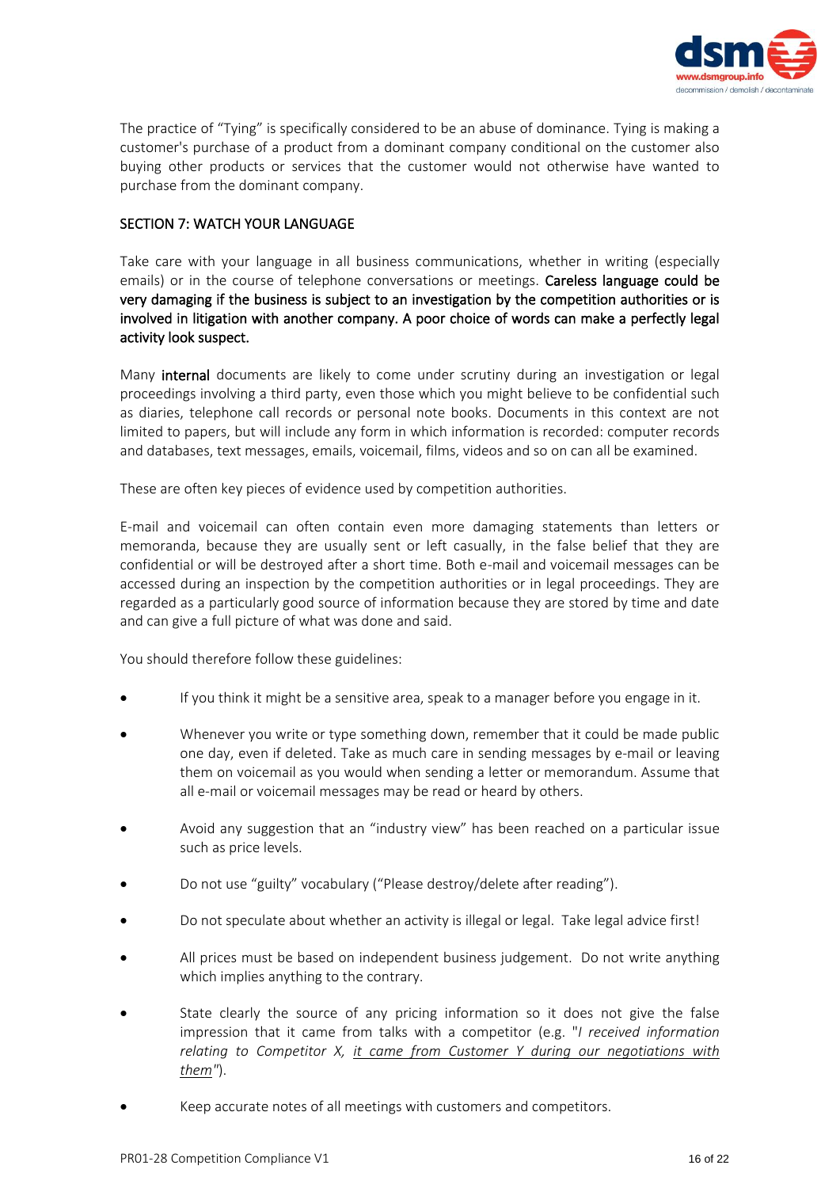The practice of "Tying" is specifically considered to be an abuse of dominance. Tying is making a customer's purchase of a product from a dominant company conditional on the customer also buying other products or services that the customer would not otherwise have wanted to purchase from the dominant company.

## SECTION 7: WATCH YOUR LANGUAGE

Take care with your language in all business communications, whether in writing (especially emails) or in the course of telephone conversations or meetings. **Careless language could be very damaging if the business is subject to an investigation by the competition authorities or is involved in litigation with another company. A poor choice of words can make a perfectly legal activity look suspect.**

Many **internal** documents are likely to come under scrutiny during an investigation or legal proceedings involving a third party, even those which you might believe to be confidential such as diaries, telephone call records or personal note books. Documents in this context are not limited to papers, but will include any form in which information is recorded: computer records and databases, text messages, emails, voicemail, films, videos and so on can all be examined.

These are often key pieces of evidence used by competition authorities.

E-mail and voicemail can often contain even more damaging statements than letters or memoranda, because they are usually sent or left casually, in the false belief that they are confidential or will be destroyed after a short time. Both e-mail and voicemail messages can be accessed during an inspection by the competition authorities or in legal proceedings. They are regarded as a particularly good source of information because they are stored by time and date and can give a full picture of what was done and said.

You should therefore follow these guidelines:

- If you think it might be a sensitive area, speak to a manager before you engage in it.
- Whenever you write or type something down, remember that it could be made public one day, even if deleted. Take as much care in sending messages by e-mail or leaving them on voicemail as you would when sending a letter or memorandum. Assume that all e-mail or voicemail messages may be read or heard by others.
- Avoid any suggestion that an "industry view" has been reached on a particular issue such as price levels.
- Do not use "guilty" vocabulary ("Please destroy/delete after reading").
- Do not speculate about whether an activity is illegal or legal. Take legal advice first!
- All prices must be based on independent business judgement. Do not write anything which implies anything to the contrary.
- State clearly the source of any pricing information so it does not give the false impression that it came from talks with a competitor (e.g. "*I received information relating to Competitor X, <u>it came from Customer Y during our negotiations with them</u>*").
- Keep accurate notes of all meetings with customers and competitors.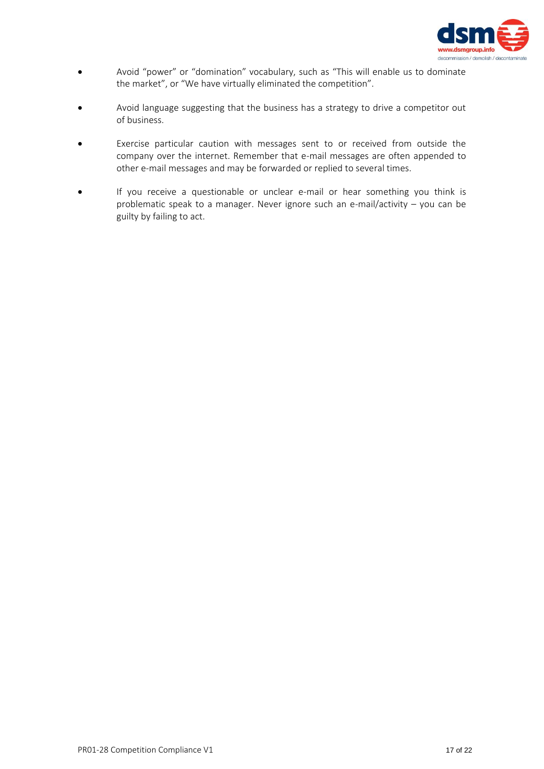- Avoid "power" or "domination" vocabulary, such as "This will enable us to dominate the market", or "We have virtually eliminated the competition".

- Avoid language suggesting that the business has a strategy to drive a competitor out of business.

- Exercise particular caution with messages sent to or received from outside the company over the internet. Remember that e-mail messages are often appended to other e-mail messages and may be forwarded or replied to several times.

- If you receive a questionable or unclear e-mail or hear something you think is problematic speak to a manager. Never ignore such an e-mail/activity – you can be guilty by failing to act.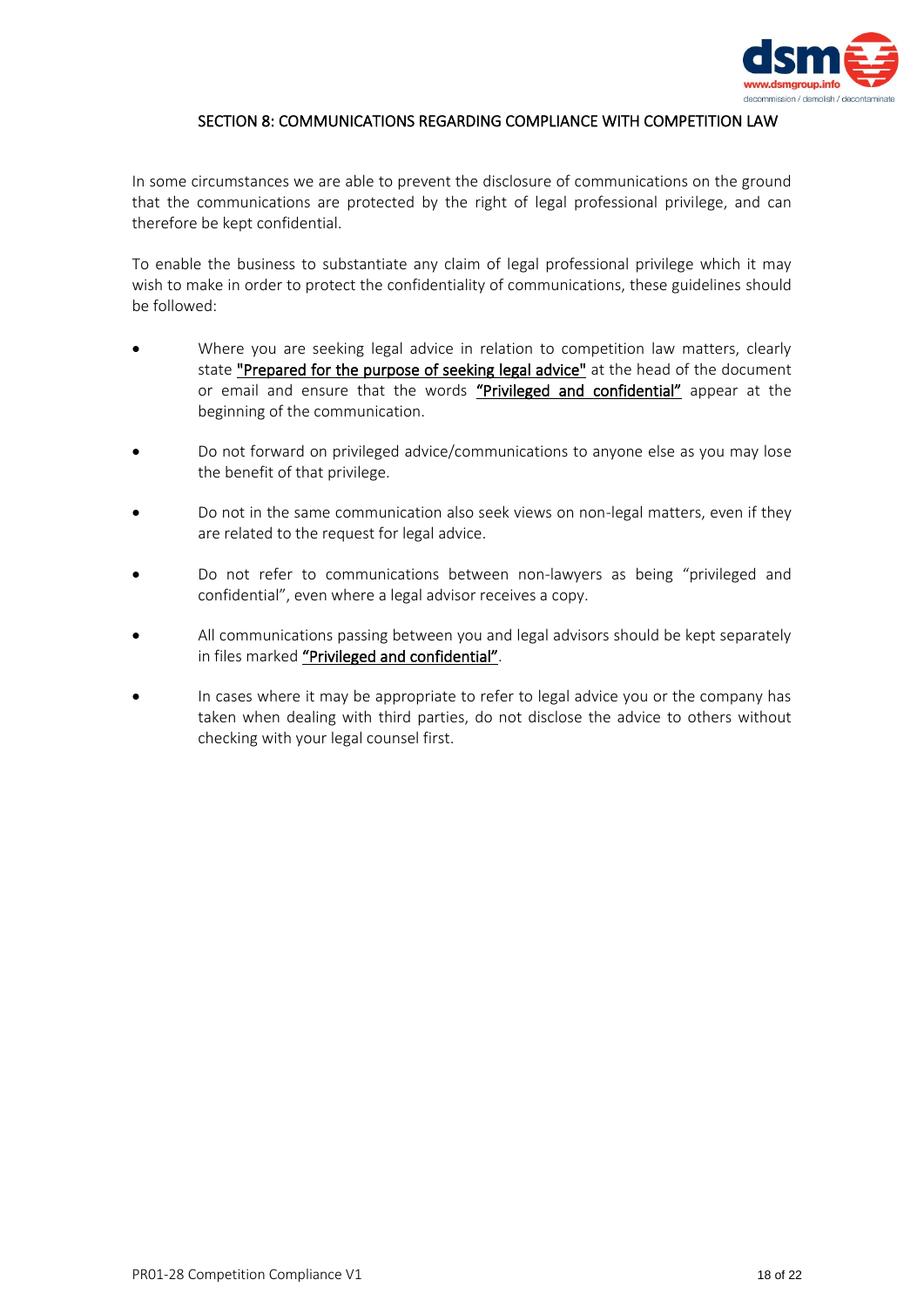## SECTION 8: COMMUNICATIONS REGARDING COMPLIANCE WITH COMPETITION LAW

In some circumstances we are able to prevent the disclosure of communications on the ground that the communications are protected by the right of legal professional privilege, and can therefore be kept confidential.

To enable the business to substantiate any claim of legal professional privilege which it may wish to make in order to protect the confidentiality of communications, these guidelines should be followed:

- Where you are seeking legal advice in relation to competition law matters, clearly state "Prepared for the purpose of seeking legal advice" at the head of the document or email and ensure that the words "Privileged and confidential" appear at the beginning of the communication.
- Do not forward on privileged advice/communications to anyone else as you may lose the benefit of that privilege.
- Do not in the same communication also seek views on non-legal matters, even if they are related to the request for legal advice.
- Do not refer to communications between non-lawyers as being "privileged and confidential", even where a legal advisor receives a copy.
- All communications passing between you and legal advisors should be kept separately in files marked **"Privileged and confidential"**.
- In cases where it may be appropriate to refer to legal advice you or the company has taken when dealing with third parties, do not disclose the advice to others without checking with your legal counsel first.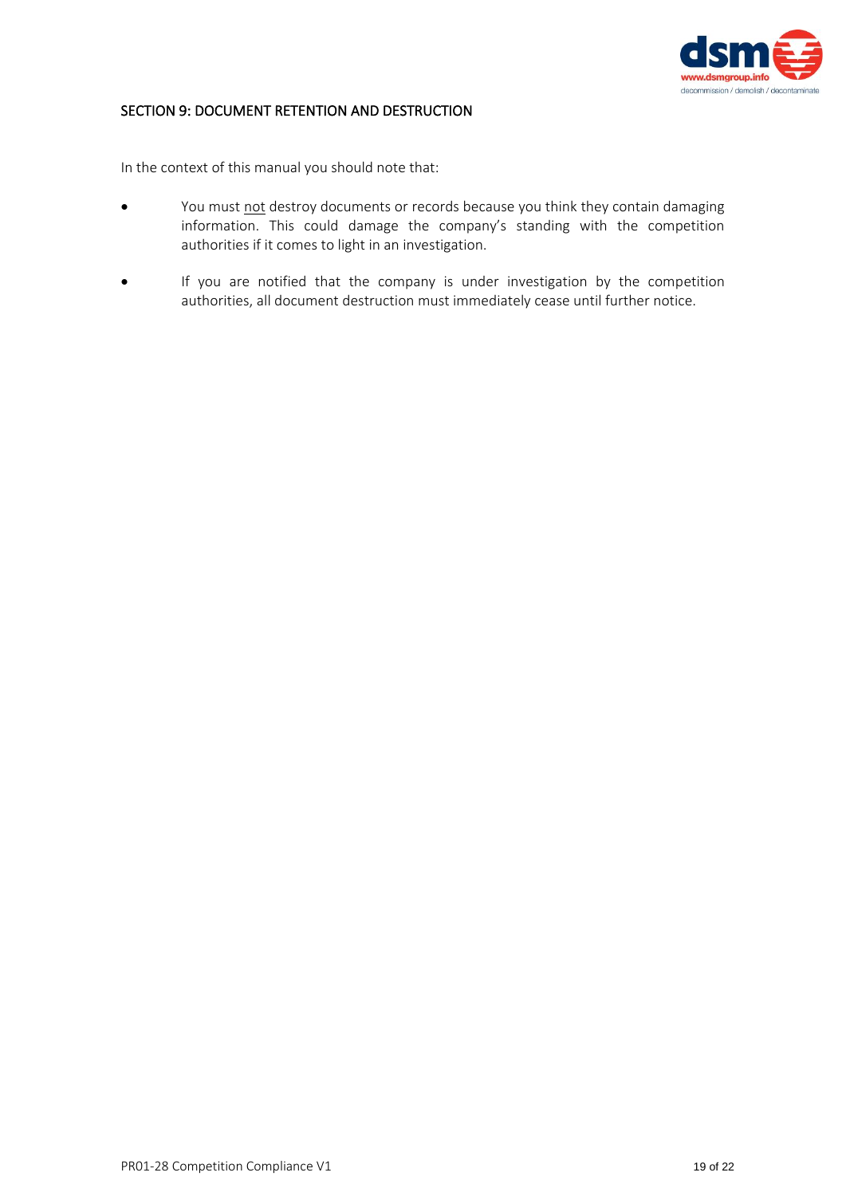## SECTION 9: DOCUMENT RETENTION AND DESTRUCTION

In the context of this manual you should note that:

- You must not destroy documents or records because you think they contain damaging information. This could damage the company's standing with the competition authorities if it comes to light in an investigation.
- If you are notified that the company is under investigation by the competition authorities, all document destruction must immediately cease until further notice.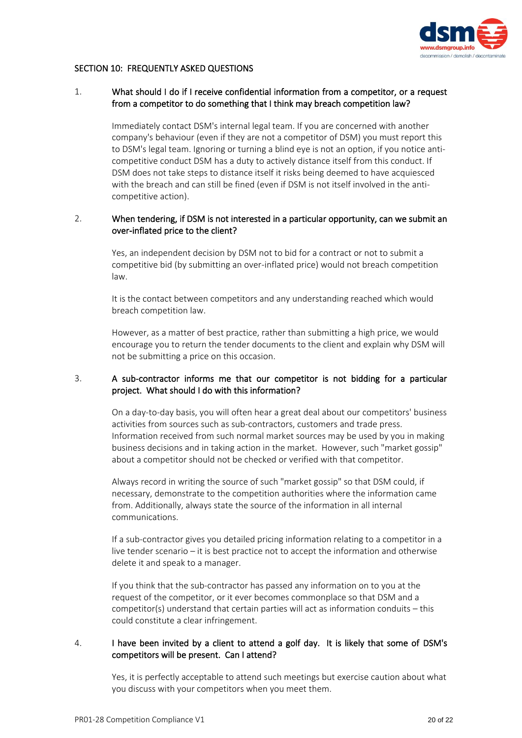## SECTION 10: FREQUENTLY ASKED QUESTIONS

1. **What should I do if I receive confidential information from a competitor, or a request from a competitor to do something that I think may breach competition law?**

   Immediately contact DSM's internal legal team. If you are concerned with another company's behaviour (even if they are not a competitor of DSM) you must report this to DSM's legal team. Ignoring or turning a blind eye is not an option, if you notice anti-competitive conduct DSM has a duty to actively distance itself from this conduct. If DSM does not take steps to distance itself it risks being deemed to have acquiesced with the breach and can still be fined (even if DSM is not itself involved in the anti-competitive action).

2. **When tendering, if DSM is not interested in a particular opportunity, can we submit an over-inflated price to the client?**

   Yes, an independent decision by DSM not to bid for a contract or not to submit a competitive bid (by submitting an over-inflated price) would not breach competition law.

   It is the contact between competitors and any understanding reached which would breach competition law.

   However, as a matter of best practice, rather than submitting a high price, we would encourage you to return the tender documents to the client and explain why DSM will not be submitting a price on this occasion.

3. **A sub-contractor informs me that our competitor is not bidding for a particular project. What should I do with this information?**

   On a day-to-day basis, you will often hear a great deal about our competitors' business activities from sources such as sub-contractors, customers and trade press. Information received from such normal market sources may be used by you in making business decisions and in taking action in the market. However, such "market gossip" about a competitor should not be checked or verified with that competitor.

   Always record in writing the source of such "market gossip" so that DSM could, if necessary, demonstrate to the competition authorities where the information came from. Additionally, always state the source of the information in all internal communications.

   If a sub-contractor gives you detailed pricing information relating to a competitor in a live tender scenario – it is best practice not to accept the information and otherwise delete it and speak to a manager.

   If you think that the sub-contractor has passed any information on to you at the request of the competitor, or it ever becomes commonplace so that DSM and a competitor(s) understand that certain parties will act as information conduits – this could constitute a clear infringement.

4. **I have been invited by a client to attend a golf day. It is likely that some of DSM's competitors will be present. Can I attend?**

   Yes, it is perfectly acceptable to attend such meetings but exercise caution about what you discuss with your competitors when you meet them.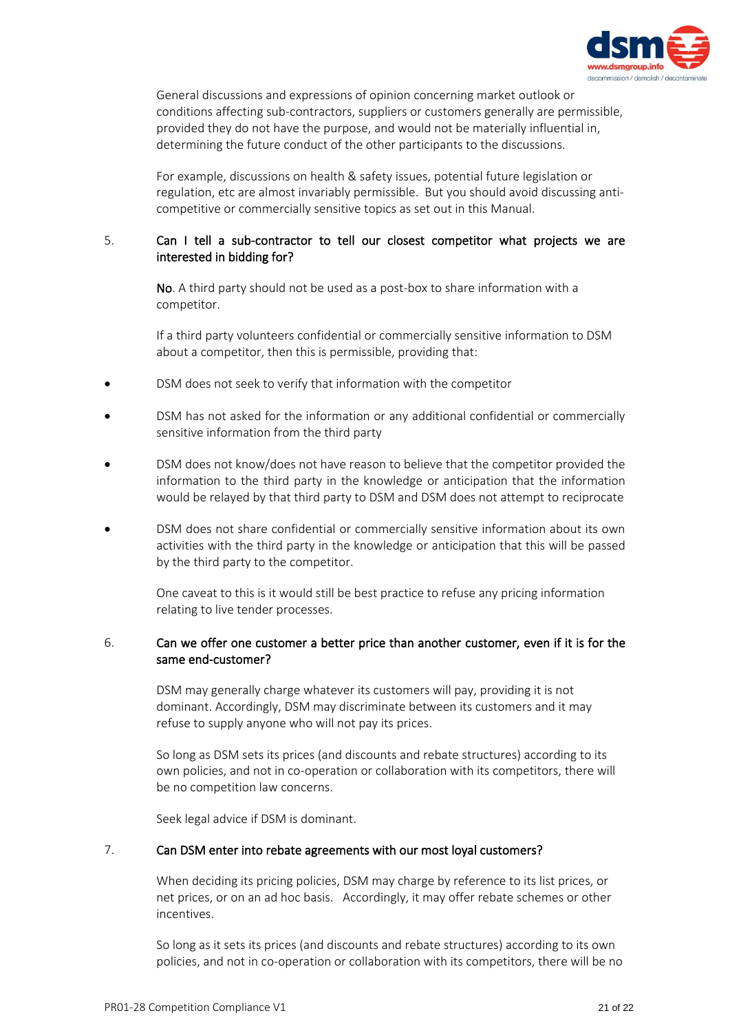General discussions and expressions of opinion concerning market outlook or conditions affecting sub-contractors, suppliers or customers generally are permissible, provided they do not have the purpose, and would not be materially influential in, determining the future conduct of the other participants to the discussions.

For example, discussions on health & safety issues, potential future legislation or regulation, etc are almost invariably permissible. But you should avoid discussing anti-competitive or commercially sensitive topics as set out in this Manual.

5. **Can I tell a sub-contractor to tell our closest competitor what projects we are interested in bidding for?**

**No**. A third party should not be used as a post-box to share information with a competitor.

If a third party volunteers confidential or commercially sensitive information to DSM about a competitor, then this is permissible, providing that:

- DSM does not seek to verify that information with the competitor
- DSM has not asked for the information or any additional confidential or commercially sensitive information from the third party
- DSM does not know/does not have reason to believe that the competitor provided the information to the third party in the knowledge or anticipation that the information would be relayed by that third party to DSM and DSM does not attempt to reciprocate
- DSM does not share confidential or commercially sensitive information about its own activities with the third party in the knowledge or anticipation that this will be passed by the third party to the competitor.

One caveat to this is it would still be best practice to refuse any pricing information relating to live tender processes.

6. **Can we offer one customer a better price than another customer, even if it is for the same end-customer?**

DSM may generally charge whatever its customers will pay, providing it is not dominant. Accordingly, DSM may discriminate between its customers and it may refuse to supply anyone who will not pay its prices.

So long as DSM sets its prices (and discounts and rebate structures) according to its own policies, and not in co-operation or collaboration with its competitors, there will be no competition law concerns.

Seek legal advice if DSM is dominant.

7. **Can DSM enter into rebate agreements with our most loyal customers?**

When deciding its pricing policies, DSM may charge by reference to its list prices, or net prices, or on an ad hoc basis. Accordingly, it may offer rebate schemes or other incentives.

So long as it sets its prices (and discounts and rebate structures) according to its own policies, and not in co-operation or collaboration with its competitors, there will be no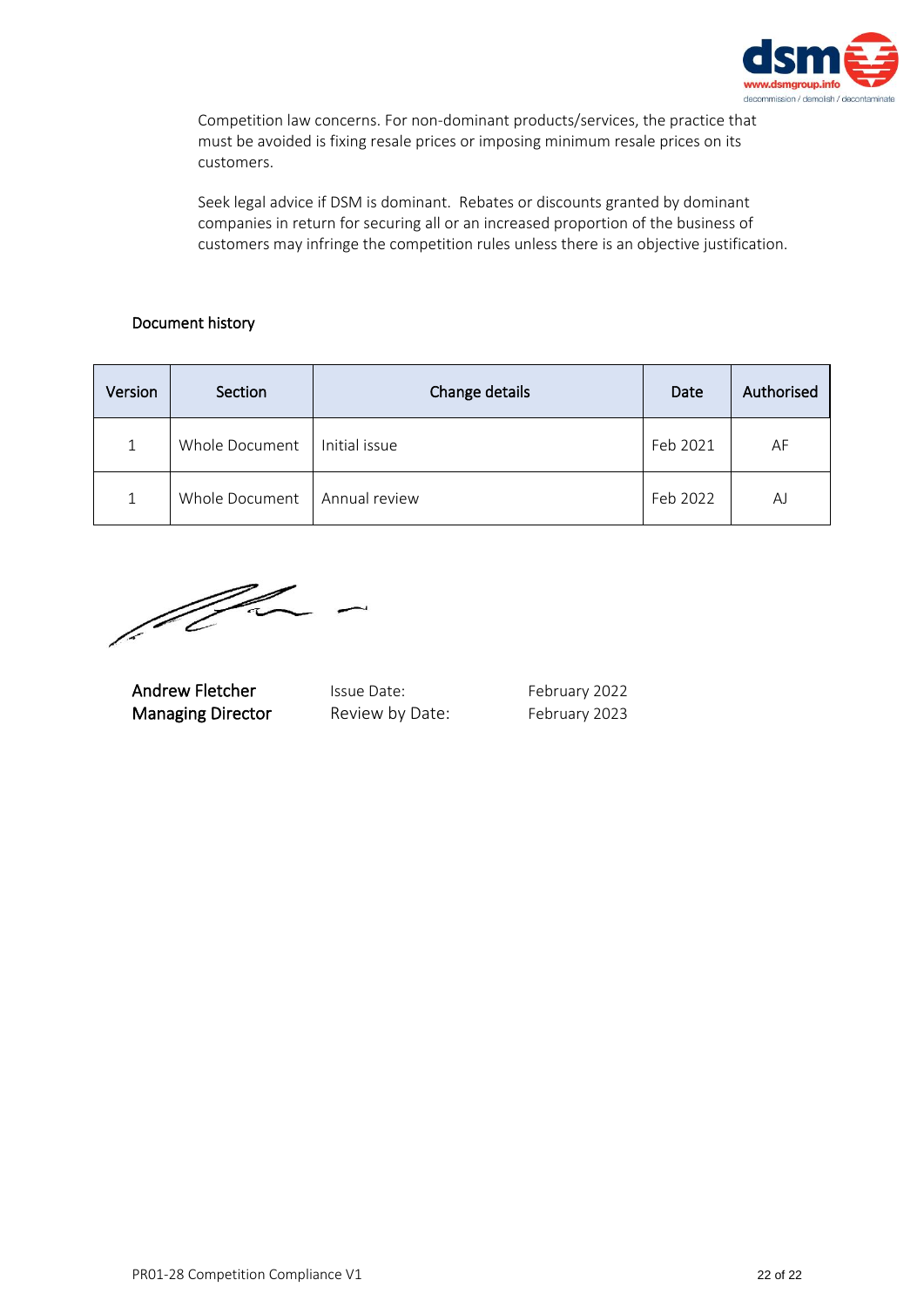Competition law concerns. For non-dominant products/services, the practice that must be avoided is fixing resale prices or imposing minimum resale prices on its customers.

Seek legal advice if DSM is dominant. Rebates or discounts granted by dominant companies in return for securing all or an increased proportion of the business of customers may infringe the competition rules unless there is an objective justification.

## Document history

| Version | Section | Change details | Date | Authorised |
|---|---|---|---|---|
| 1 | Whole Document | Initial issue | Feb 2021 | AF |
| 1 | Whole Document | Annual review | Feb 2022 | AJ |

**Andrew Fletcher**
**Managing Director**

Issue Date: February 2022
Review by Date: February 2023

PR01-28 Competition Compliance V1